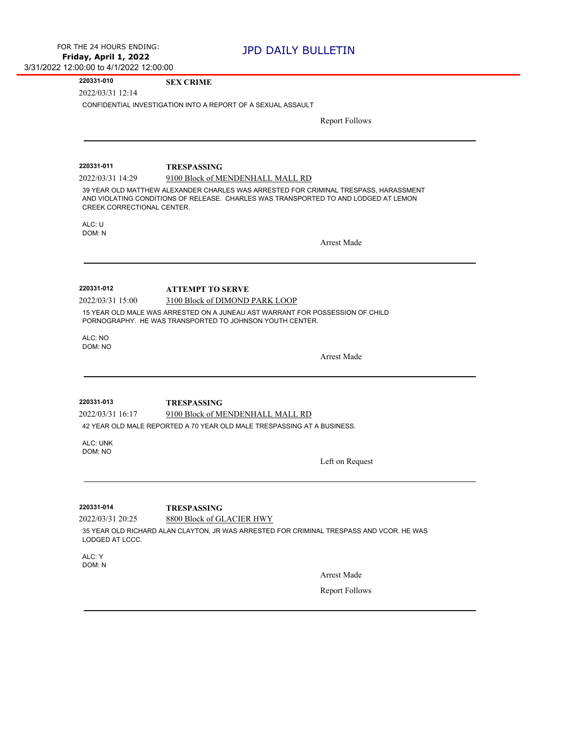FOR THE 24 HOURS ENDING:
**Friday, April 1, 2022**
3/31/2022 12:00:00 to 4/1/2022 12:00:00

# JPD DAILY BULLETIN

---

**220331-010** **SEX CRIME**

2022/03/31 12:14

CONFIDENTIAL INVESTIGATION INTO A REPORT OF A SEXUAL ASSAULT

Report Follows

---

**220331-011** **TRESPASSING**

2022/03/31 14:29 9100 Block of MENDENHALL MALL RD

39 YEAR OLD MATTHEW ALEXANDER CHARLES WAS ARRESTED FOR CRIMINAL TRESPASS, HARASSMENT AND VIOLATING CONDITIONS OF RELEASE. CHARLES WAS TRANSPORTED TO AND LODGED AT LEMON CREEK CORRECTIONAL CENTER.

ALC: U
DOM: N

Arrest Made

---

**220331-012** **ATTEMPT TO SERVE**

2022/03/31 15:00 3100 Block of DIMOND PARK LOOP

15 YEAR OLD MALE WAS ARRESTED ON A JUNEAU AST WARRANT FOR POSSESSION OF CHILD PORNOGRAPHY. HE WAS TRANSPORTED TO JOHNSON YOUTH CENTER.

ALC: NO
DOM: NO

Arrest Made

---

**220331-013** **TRESPASSING**

2022/03/31 16:17 9100 Block of MENDENHALL MALL RD

42 YEAR OLD MALE REPORTED A 70 YEAR OLD MALE TRESPASSING AT A BUSINESS.

ALC: UNK
DOM: NO

Left on Request

---

**220331-014** **TRESPASSING**

2022/03/31 20:25 8800 Block of GLACIER HWY

35 YEAR OLD RICHARD ALAN CLAYTON, JR WAS ARRESTED FOR CRIMINAL TRESPASS AND VCOR. HE WAS LODGED AT LCCC.

ALC: Y
DOM: N

Arrest Made

Report Follows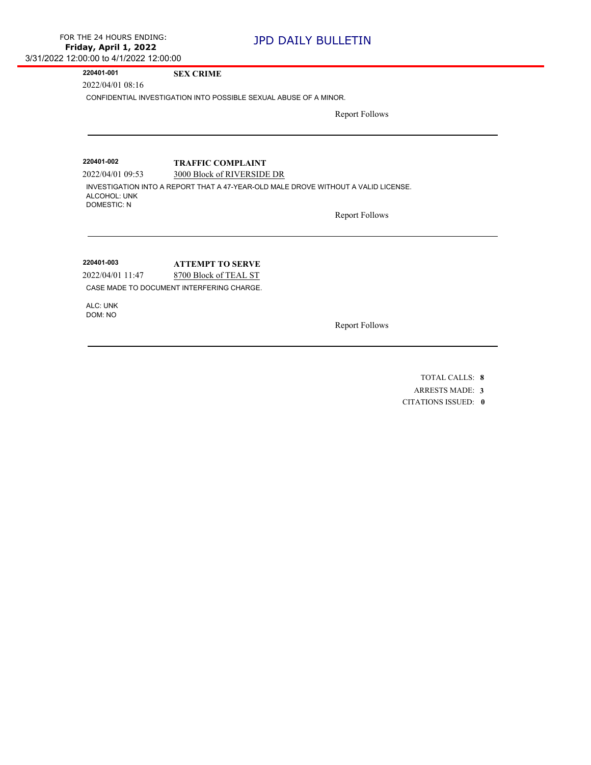FOR THE 24 HOURS ENDING:
**Friday, April 1, 2022**
3/31/2022 12:00:00 to 4/1/2022 12:00:00

# JPD DAILY BULLETIN

---

**220401-001** **SEX CRIME**

2022/04/01 08:16

CONFIDENTIAL INVESTIGATION INTO POSSIBLE SEXUAL ABUSE OF A MINOR.

Report Follows

---

**220401-002** **TRAFFIC COMPLAINT**

2022/04/01 09:53 3000 Block of RIVERSIDE DR

INVESTIGATION INTO A REPORT THAT A 47-YEAR-OLD MALE DROVE WITHOUT A VALID LICENSE.
ALCOHOL: UNK
DOMESTIC: N

Report Follows

---

**220401-003** **ATTEMPT TO SERVE**

2022/04/01 11:47 8700 Block of TEAL ST

CASE MADE TO DOCUMENT INTERFERING CHARGE.

ALC: UNK
DOM: NO

Report Follows

---

TOTAL CALLS: **8**
ARRESTS MADE: **3**
CITATIONS ISSUED: **0**